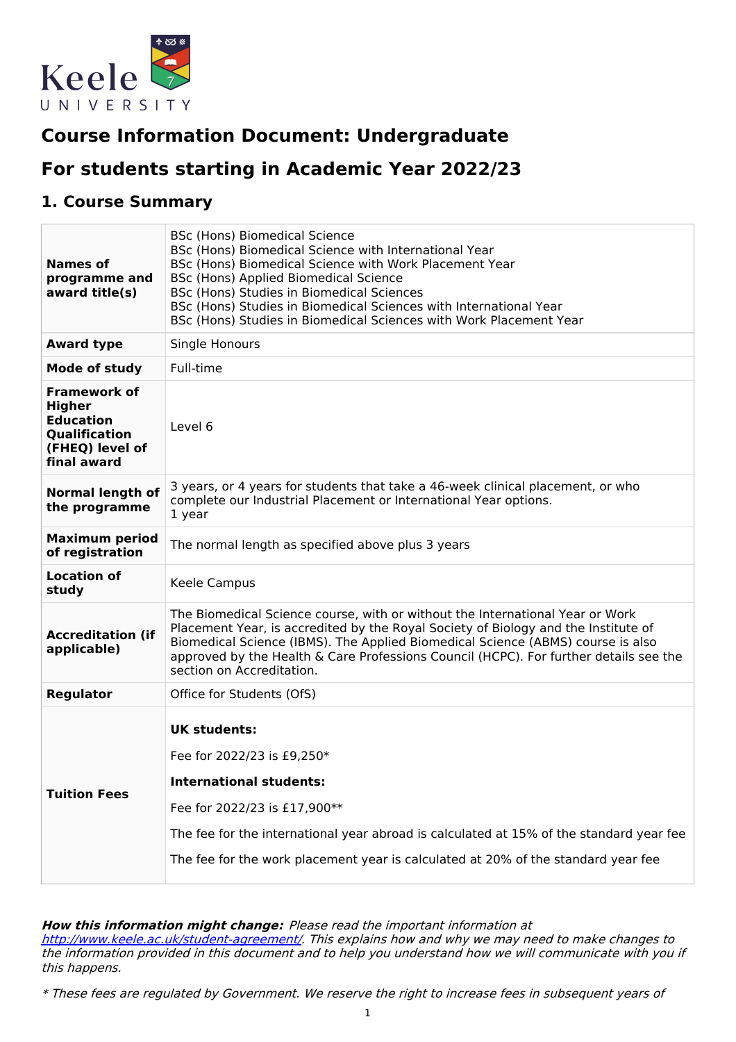# Course Information Document: Undergraduate

## For students starting in Academic Year 2022/23

## 1. Course Summary

| | |
|---|---|
| **Names of programme and award title(s)** | BSc (Hons) Biomedical Science<br>BSc (Hons) Biomedical Science with International Year<br>BSc (Hons) Biomedical Science with Work Placement Year<br>BSc (Hons) Applied Biomedical Science<br>BSc (Hons) Studies in Biomedical Sciences<br>BSc (Hons) Studies in Biomedical Sciences with International Year<br>BSc (Hons) Studies in Biomedical Sciences with Work Placement Year |
| **Award type** | Single Honours |
| **Mode of study** | Full-time |
| **Framework of Higher Education Qualification (FHEQ) level of final award** | Level 6 |
| **Normal length of the programme** | 3 years, or 4 years for students that take a 46-week clinical placement, or who complete our Industrial Placement or International Year options.<br>1 year |
| **Maximum period of registration** | The normal length as specified above plus 3 years |
| **Location of study** | Keele Campus |
| **Accreditation (if applicable)** | The Biomedical Science course, with or without the International Year or Work Placement Year, is accredited by the Royal Society of Biology and the Institute of Biomedical Science (IBMS). The Applied Biomedical Science (ABMS) course is also approved by the Health & Care Professions Council (HCPC). For further details see the section on Accreditation. |
| **Regulator** | Office for Students (OfS) |
| **Tuition Fees** | **UK students:**<br>Fee for 2022/23 is £9,250*<br>**International students:**<br>Fee for 2022/23 is £17,900**<br>The fee for the international year abroad is calculated at 15% of the standard year fee<br>The fee for the work placement year is calculated at 20% of the standard year fee |

***How this information might change:*** *Please read the important information at [http://www.keele.ac.uk/student-agreement/](http://www.keele.ac.uk/student-agreement/). This explains how and why we may need to make changes to the information provided in this document and to help you understand how we will communicate with you if this happens.*

*\* These fees are regulated by Government. We reserve the right to increase fees in subsequent years of*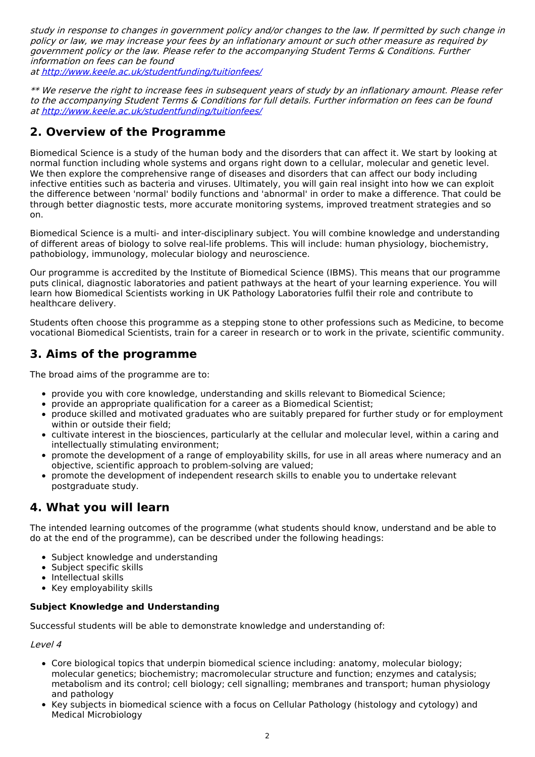*study in response to changes in government policy and/or changes to the law. If permitted by such change in policy or law, we may increase your fees by an inflationary amount or such other measure as required by government policy or the law. Please refer to the accompanying Student Terms & Conditions. Further information on fees can be found at [http://www.keele.ac.uk/studentfunding/tuitionfees/](http://www.keele.ac.uk/studentfunding/tuitionfees/)*

*** We reserve the right to increase fees in subsequent years of study by an inflationary amount. Please refer to the accompanying Student Terms & Conditions for full details. Further information on fees can be found at [http://www.keele.ac.uk/studentfunding/tuitionfees/](http://www.keele.ac.uk/studentfunding/tuitionfees/)*

## 2. Overview of the Programme

Biomedical Science is a study of the human body and the disorders that can affect it. We start by looking at normal function including whole systems and organs right down to a cellular, molecular and genetic level. We then explore the comprehensive range of diseases and disorders that can affect our body including infective entities such as bacteria and viruses. Ultimately, you will gain real insight into how we can exploit the difference between 'normal' bodily functions and 'abnormal' in order to make a difference. That could be through better diagnostic tests, more accurate monitoring systems, improved treatment strategies and so on.

Biomedical Science is a multi- and inter-disciplinary subject. You will combine knowledge and understanding of different areas of biology to solve real-life problems. This will include: human physiology, biochemistry, pathobiology, immunology, molecular biology and neuroscience.

Our programme is accredited by the Institute of Biomedical Science (IBMS). This means that our programme puts clinical, diagnostic laboratories and patient pathways at the heart of your learning experience. You will learn how Biomedical Scientists working in UK Pathology Laboratories fulfil their role and contribute to healthcare delivery.

Students often choose this programme as a stepping stone to other professions such as Medicine, to become vocational Biomedical Scientists, train for a career in research or to work in the private, scientific community.

## 3. Aims of the programme

The broad aims of the programme are to:

- provide you with core knowledge, understanding and skills relevant to Biomedical Science;
- provide an appropriate qualification for a career as a Biomedical Scientist;
- produce skilled and motivated graduates who are suitably prepared for further study or for employment within or outside their field;
- cultivate interest in the biosciences, particularly at the cellular and molecular level, within a caring and intellectually stimulating environment;
- promote the development of a range of employability skills, for use in all areas where numeracy and an objective, scientific approach to problem-solving are valued;
- promote the development of independent research skills to enable you to undertake relevant postgraduate study.

## 4. What you will learn

The intended learning outcomes of the programme (what students should know, understand and be able to do at the end of the programme), can be described under the following headings:

- Subject knowledge and understanding
- Subject specific skills
- Intellectual skills
- Key employability skills

**Subject Knowledge and Understanding**

Successful students will be able to demonstrate knowledge and understanding of:

*Level 4*

- Core biological topics that underpin biomedical science including: anatomy, molecular biology; molecular genetics; biochemistry; macromolecular structure and function; enzymes and catalysis; metabolism and its control; cell biology; cell signalling; membranes and transport; human physiology and pathology
- Key subjects in biomedical science with a focus on Cellular Pathology (histology and cytology) and Medical Microbiology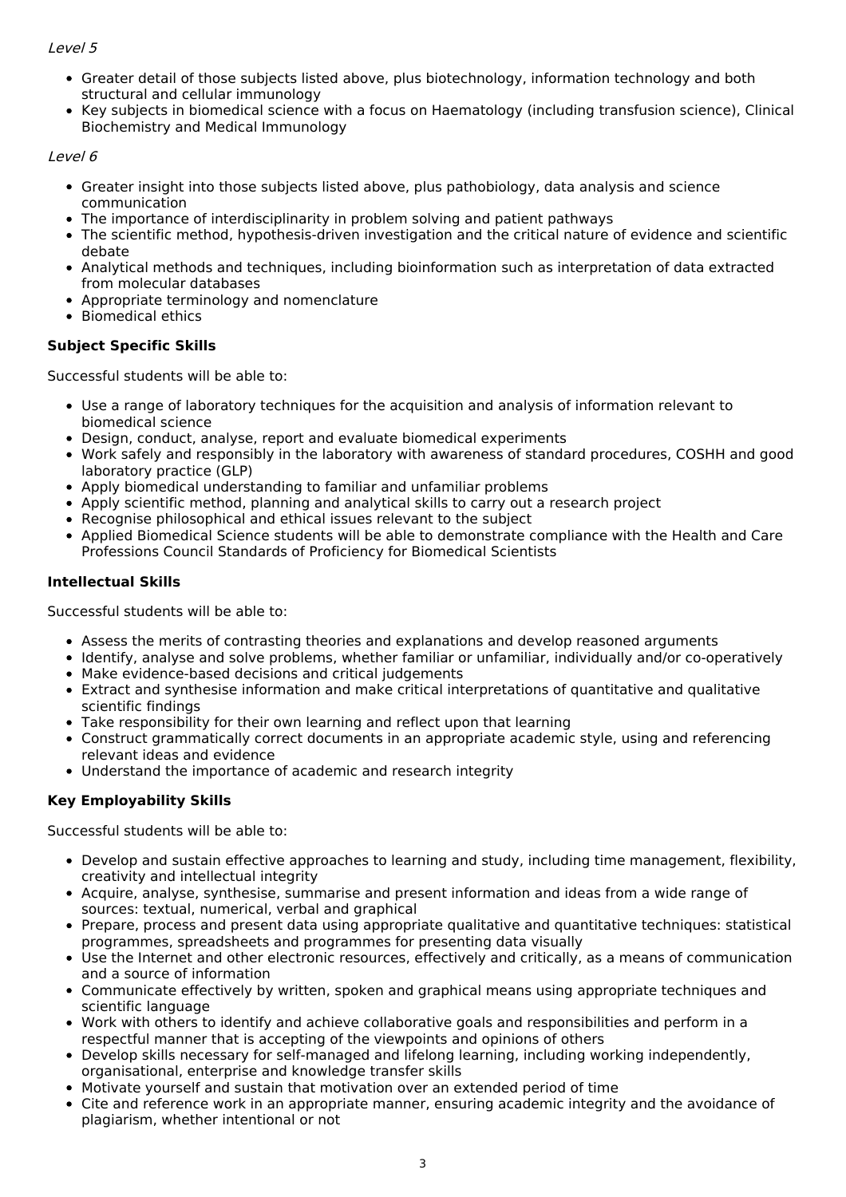*Level 5*

- Greater detail of those subjects listed above, plus biotechnology, information technology and both structural and cellular immunology
- Key subjects in biomedical science with a focus on Haematology (including transfusion science), Clinical Biochemistry and Medical Immunology

*Level 6*

- Greater insight into those subjects listed above, plus pathobiology, data analysis and science communication
- The importance of interdisciplinarity in problem solving and patient pathways
- The scientific method, hypothesis-driven investigation and the critical nature of evidence and scientific debate
- Analytical methods and techniques, including bioinformation such as interpretation of data extracted from molecular databases
- Appropriate terminology and nomenclature
- Biomedical ethics

**Subject Specific Skills**

Successful students will be able to:

- Use a range of laboratory techniques for the acquisition and analysis of information relevant to biomedical science
- Design, conduct, analyse, report and evaluate biomedical experiments
- Work safely and responsibly in the laboratory with awareness of standard procedures, COSHH and good laboratory practice (GLP)
- Apply biomedical understanding to familiar and unfamiliar problems
- Apply scientific method, planning and analytical skills to carry out a research project
- Recognise philosophical and ethical issues relevant to the subject
- Applied Biomedical Science students will be able to demonstrate compliance with the Health and Care Professions Council Standards of Proficiency for Biomedical Scientists

**Intellectual Skills**

Successful students will be able to:

- Assess the merits of contrasting theories and explanations and develop reasoned arguments
- Identify, analyse and solve problems, whether familiar or unfamiliar, individually and/or co-operatively
- Make evidence-based decisions and critical judgements
- Extract and synthesise information and make critical interpretations of quantitative and qualitative scientific findings
- Take responsibility for their own learning and reflect upon that learning
- Construct grammatically correct documents in an appropriate academic style, using and referencing relevant ideas and evidence
- Understand the importance of academic and research integrity

**Key Employability Skills**

Successful students will be able to:

- Develop and sustain effective approaches to learning and study, including time management, flexibility, creativity and intellectual integrity
- Acquire, analyse, synthesise, summarise and present information and ideas from a wide range of sources: textual, numerical, verbal and graphical
- Prepare, process and present data using appropriate qualitative and quantitative techniques: statistical programmes, spreadsheets and programmes for presenting data visually
- Use the Internet and other electronic resources, effectively and critically, as a means of communication and a source of information
- Communicate effectively by written, spoken and graphical means using appropriate techniques and scientific language
- Work with others to identify and achieve collaborative goals and responsibilities and perform in a respectful manner that is accepting of the viewpoints and opinions of others
- Develop skills necessary for self-managed and lifelong learning, including working independently, organisational, enterprise and knowledge transfer skills
- Motivate yourself and sustain that motivation over an extended period of time
- Cite and reference work in an appropriate manner, ensuring academic integrity and the avoidance of plagiarism, whether intentional or not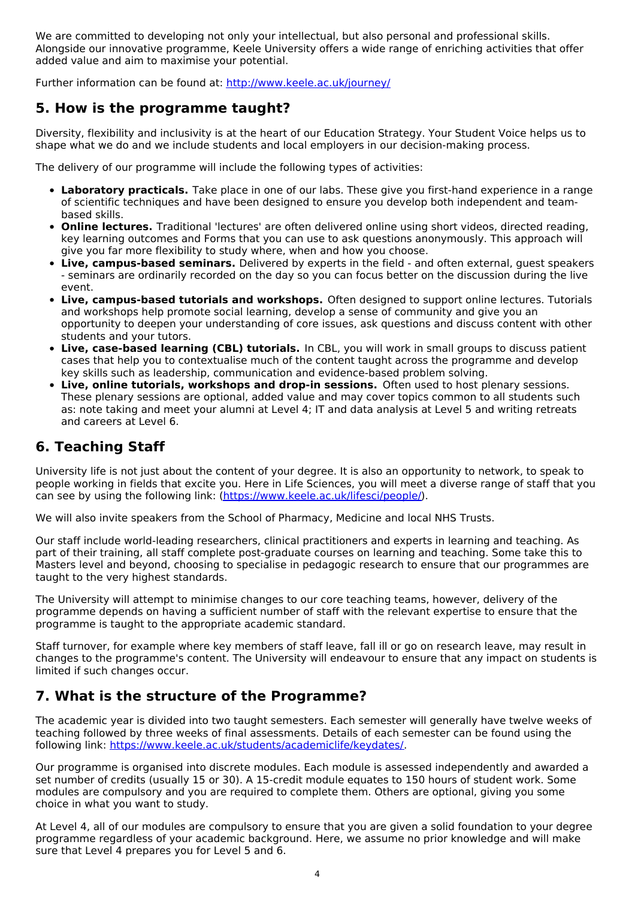We are committed to developing not only your intellectual, but also personal and professional skills. Alongside our innovative programme, Keele University offers a wide range of enriching activities that offer added value and aim to maximise your potential.

Further information can be found at: [http://www.keele.ac.uk/journey/](http://www.keele.ac.uk/journey/)

## 5. How is the programme taught?

Diversity, flexibility and inclusivity is at the heart of our Education Strategy. Your Student Voice helps us to shape what we do and we include students and local employers in our decision-making process.

The delivery of our programme will include the following types of activities:

- **Laboratory practicals.** Take place in one of our labs. These give you first-hand experience in a range of scientific techniques and have been designed to ensure you develop both independent and team-based skills.
- **Online lectures.** Traditional 'lectures' are often delivered online using short videos, directed reading, key learning outcomes and Forms that you can use to ask questions anonymously. This approach will give you far more flexibility to study where, when and how you choose.
- **Live, campus-based seminars.** Delivered by experts in the field - and often external, guest speakers - seminars are ordinarily recorded on the day so you can focus better on the discussion during the live event.
- **Live, campus-based tutorials and workshops.** Often designed to support online lectures. Tutorials and workshops help promote social learning, develop a sense of community and give you an opportunity to deepen your understanding of core issues, ask questions and discuss content with other students and your tutors.
- **Live, case-based learning (CBL) tutorials.** In CBL, you will work in small groups to discuss patient cases that help you to contextualise much of the content taught across the programme and develop key skills such as leadership, communication and evidence-based problem solving.
- **Live, online tutorials, workshops and drop-in sessions.** Often used to host plenary sessions. These plenary sessions are optional, added value and may cover topics common to all students such as: note taking and meet your alumni at Level 4; IT and data analysis at Level 5 and writing retreats and careers at Level 6.

## 6. Teaching Staff

University life is not just about the content of your degree. It is also an opportunity to network, to speak to people working in fields that excite you. Here in Life Sciences, you will meet a diverse range of staff that you can see by using the following link: ([https://www.keele.ac.uk/lifesci/people/](https://www.keele.ac.uk/lifesci/people/)).

We will also invite speakers from the School of Pharmacy, Medicine and local NHS Trusts.

Our staff include world-leading researchers, clinical practitioners and experts in learning and teaching. As part of their training, all staff complete post-graduate courses on learning and teaching. Some take this to Masters level and beyond, choosing to specialise in pedagogic research to ensure that our programmes are taught to the very highest standards.

The University will attempt to minimise changes to our core teaching teams, however, delivery of the programme depends on having a sufficient number of staff with the relevant expertise to ensure that the programme is taught to the appropriate academic standard.

Staff turnover, for example where key members of staff leave, fall ill or go on research leave, may result in changes to the programme's content. The University will endeavour to ensure that any impact on students is limited if such changes occur.

## 7. What is the structure of the Programme?

The academic year is divided into two taught semesters. Each semester will generally have twelve weeks of teaching followed by three weeks of final assessments. Details of each semester can be found using the following link: [https://www.keele.ac.uk/students/academiclife/keydates/](https://www.keele.ac.uk/students/academiclife/keydates/).

Our programme is organised into discrete modules. Each module is assessed independently and awarded a set number of credits (usually 15 or 30). A 15-credit module equates to 150 hours of student work. Some modules are compulsory and you are required to complete them. Others are optional, giving you some choice in what you want to study.

At Level 4, all of our modules are compulsory to ensure that you are given a solid foundation to your degree programme regardless of your academic background. Here, we assume no prior knowledge and will make sure that Level 4 prepares you for Level 5 and 6.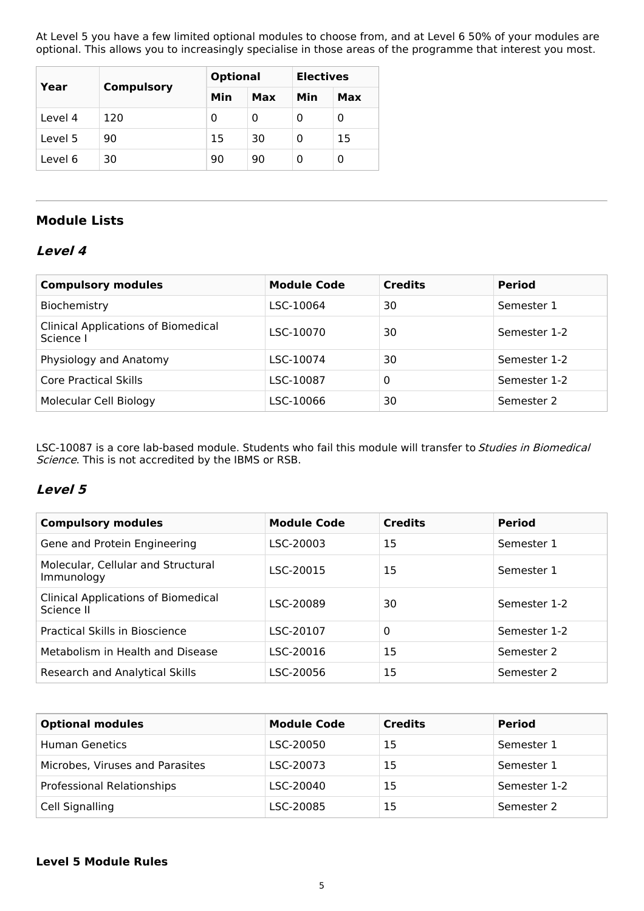At Level 5 you have a few limited optional modules to choose from, and at Level 6 50% of your modules are optional. This allows you to increasingly specialise in those areas of the programme that interest you most.

| Year | Compulsory | Optional | | Electives | |
|---|---|---|---|---|---|
| | | Min | Max | Min | Max |
| Level 4 | 120 | 0 | 0 | 0 | 0 |
| Level 5 | 90 | 15 | 30 | 0 | 15 |
| Level 6 | 30 | 90 | 90 | 0 | 0 |

---

## Module Lists

### *Level 4*

| Compulsory modules | Module Code | Credits | Period |
|---|---|---|---|
| Biochemistry | LSC-10064 | 30 | Semester 1 |
| Clinical Applications of Biomedical Science I | LSC-10070 | 30 | Semester 1-2 |
| Physiology and Anatomy | LSC-10074 | 30 | Semester 1-2 |
| Core Practical Skills | LSC-10087 | 0 | Semester 1-2 |
| Molecular Cell Biology | LSC-10066 | 30 | Semester 2 |

LSC-10087 is a core lab-based module. Students who fail this module will transfer to *Studies in Biomedical Science*. This is not accredited by the IBMS or RSB.

### *Level 5*

| Compulsory modules | Module Code | Credits | Period |
|---|---|---|---|
| Gene and Protein Engineering | LSC-20003 | 15 | Semester 1 |
| Molecular, Cellular and Structural Immunology | LSC-20015 | 15 | Semester 1 |
| Clinical Applications of Biomedical Science II | LSC-20089 | 30 | Semester 1-2 |
| Practical Skills in Bioscience | LSC-20107 | 0 | Semester 1-2 |
| Metabolism in Health and Disease | LSC-20016 | 15 | Semester 2 |
| Research and Analytical Skills | LSC-20056 | 15 | Semester 2 |

| Optional modules | Module Code | Credits | Period |
|---|---|---|---|
| Human Genetics | LSC-20050 | 15 | Semester 1 |
| Microbes, Viruses and Parasites | LSC-20073 | 15 | Semester 1 |
| Professional Relationships | LSC-20040 | 15 | Semester 1-2 |
| Cell Signalling | LSC-20085 | 15 | Semester 2 |

#### Level 5 Module Rules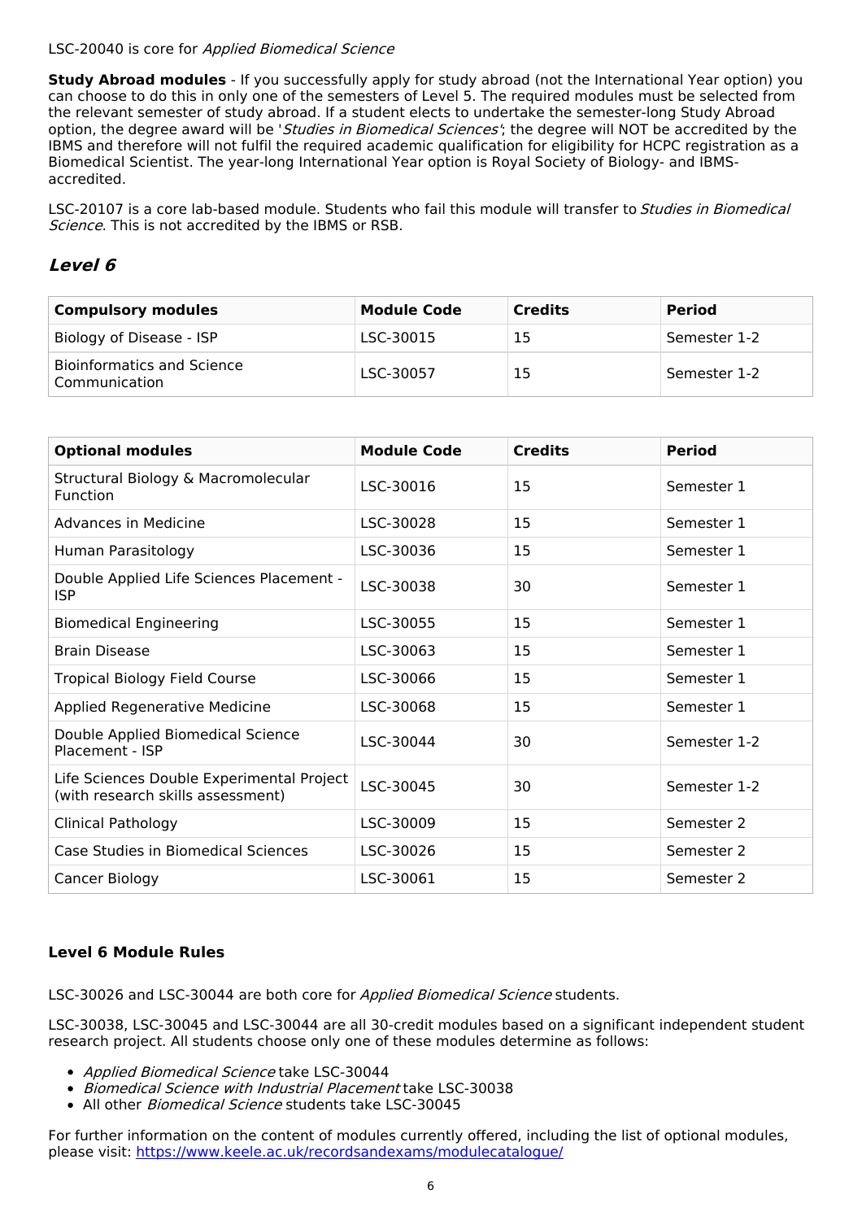LSC-20040 is core for *Applied Biomedical Science*

**Study Abroad modules** - If you successfully apply for study abroad (not the International Year option) you can choose to do this in only one of the semesters of Level 5. The required modules must be selected from the relevant semester of study abroad. If a student elects to undertake the semester-long Study Abroad option, the degree award will be '*Studies in Biomedical Sciences*'; the degree will NOT be accredited by the IBMS and therefore will not fulfil the required academic qualification for eligibility for HCPC registration as a Biomedical Scientist. The year-long International Year option is Royal Society of Biology- and IBMS-accredited.

LSC-20107 is a core lab-based module. Students who fail this module will transfer to *Studies in Biomedical Science*. This is not accredited by the IBMS or RSB.

## *Level 6*

| Compulsory modules | Module Code | Credits | Period |
|---|---|---|---|
| Biology of Disease - ISP | LSC-30015 | 15 | Semester 1-2 |
| Bioinformatics and Science Communication | LSC-30057 | 15 | Semester 1-2 |

| Optional modules | Module Code | Credits | Period |
|---|---|---|---|
| Structural Biology & Macromolecular Function | LSC-30016 | 15 | Semester 1 |
| Advances in Medicine | LSC-30028 | 15 | Semester 1 |
| Human Parasitology | LSC-30036 | 15 | Semester 1 |
| Double Applied Life Sciences Placement - ISP | LSC-30038 | 30 | Semester 1 |
| Biomedical Engineering | LSC-30055 | 15 | Semester 1 |
| Brain Disease | LSC-30063 | 15 | Semester 1 |
| Tropical Biology Field Course | LSC-30066 | 15 | Semester 1 |
| Applied Regenerative Medicine | LSC-30068 | 15 | Semester 1 |
| Double Applied Biomedical Science Placement - ISP | LSC-30044 | 30 | Semester 1-2 |
| Life Sciences Double Experimental Project (with research skills assessment) | LSC-30045 | 30 | Semester 1-2 |
| Clinical Pathology | LSC-30009 | 15 | Semester 2 |
| Case Studies in Biomedical Sciences | LSC-30026 | 15 | Semester 2 |
| Cancer Biology | LSC-30061 | 15 | Semester 2 |

### Level 6 Module Rules

LSC-30026 and LSC-30044 are both core for *Applied Biomedical Science* students.

LSC-30038, LSC-30045 and LSC-30044 are all 30-credit modules based on a significant independent student research project. All students choose only one of these modules determine as follows:

- *Applied Biomedical Science* take LSC-30044
- *Biomedical Science with Industrial Placement* take LSC-30038
- All other *Biomedical Science* students take LSC-30045

For further information on the content of modules currently offered, including the list of optional modules, please visit: https://www.keele.ac.uk/recordsandexams/modulecatalogue/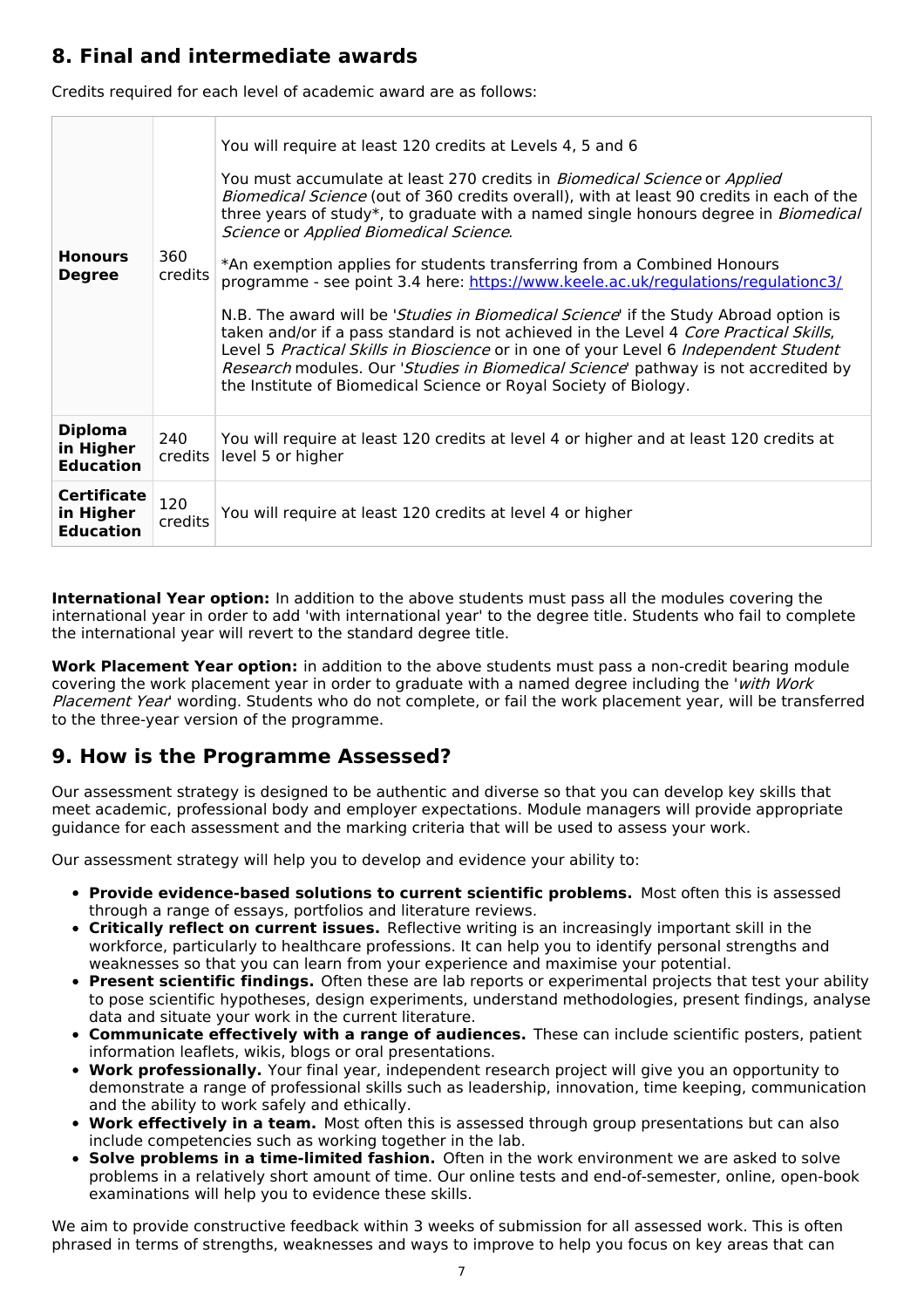## 8. Final and intermediate awards

Credits required for each level of academic award are as follows:

| | | |
|---|---|---|
| **Honours Degree** | 360 credits | You will require at least 120 credits at Levels 4, 5 and 6<br><br>You must accumulate at least 270 credits in *Biomedical Science* or *Applied Biomedical Science* (out of 360 credits overall), with at least 90 credits in each of the three years of study*, to graduate with a named single honours degree in *Biomedical Science* or *Applied Biomedical Science*.<br><br>*An exemption applies for students transferring from a Combined Honours programme - see point 3.4 here: https://www.keele.ac.uk/regulations/regulationc3/<br><br>N.B. The award will be '*Studies in Biomedical Science*' if the Study Abroad option is taken and/or if a pass standard is not achieved in the Level 4 *Core Practical Skills*, Level 5 *Practical Skills in Bioscience* or in one of your Level 6 *Independent Student Research* modules. Our '*Studies in Biomedical Science*' pathway is not accredited by the Institute of Biomedical Science or Royal Society of Biology. |
| **Diploma in Higher Education** | 240 credits | You will require at least 120 credits at level 4 or higher and at least 120 credits at level 5 or higher |
| **Certificate in Higher Education** | 120 credits | You will require at least 120 credits at level 4 or higher |

**International Year option:** In addition to the above students must pass all the modules covering the international year in order to add 'with international year' to the degree title. Students who fail to complete the international year will revert to the standard degree title.

**Work Placement Year option:** in addition to the above students must pass a non-credit bearing module covering the work placement year in order to graduate with a named degree including the '*with Work Placement Year*' wording. Students who do not complete, or fail the work placement year, will be transferred to the three-year version of the programme.

## 9. How is the Programme Assessed?

Our assessment strategy is designed to be authentic and diverse so that you can develop key skills that meet academic, professional body and employer expectations. Module managers will provide appropriate guidance for each assessment and the marking criteria that will be used to assess your work.

Our assessment strategy will help you to develop and evidence your ability to:

- **Provide evidence-based solutions to current scientific problems.** Most often this is assessed through a range of essays, portfolios and literature reviews.
- **Critically reflect on current issues.** Reflective writing is an increasingly important skill in the workforce, particularly to healthcare professions. It can help you to identify personal strengths and weaknesses so that you can learn from your experience and maximise your potential.
- **Present scientific findings.** Often these are lab reports or experimental projects that test your ability to pose scientific hypotheses, design experiments, understand methodologies, present findings, analyse data and situate your work in the current literature.
- **Communicate effectively with a range of audiences.** These can include scientific posters, patient information leaflets, wikis, blogs or oral presentations.
- **Work professionally.** Your final year, independent research project will give you an opportunity to demonstrate a range of professional skills such as leadership, innovation, time keeping, communication and the ability to work safely and ethically.
- **Work effectively in a team.** Most often this is assessed through group presentations but can also include competencies such as working together in the lab.
- **Solve problems in a time-limited fashion.** Often in the work environment we are asked to solve problems in a relatively short amount of time. Our online tests and end-of-semester, online, open-book examinations will help you to evidence these skills.

We aim to provide constructive feedback within 3 weeks of submission for all assessed work. This is often phrased in terms of strengths, weaknesses and ways to improve to help you focus on key areas that can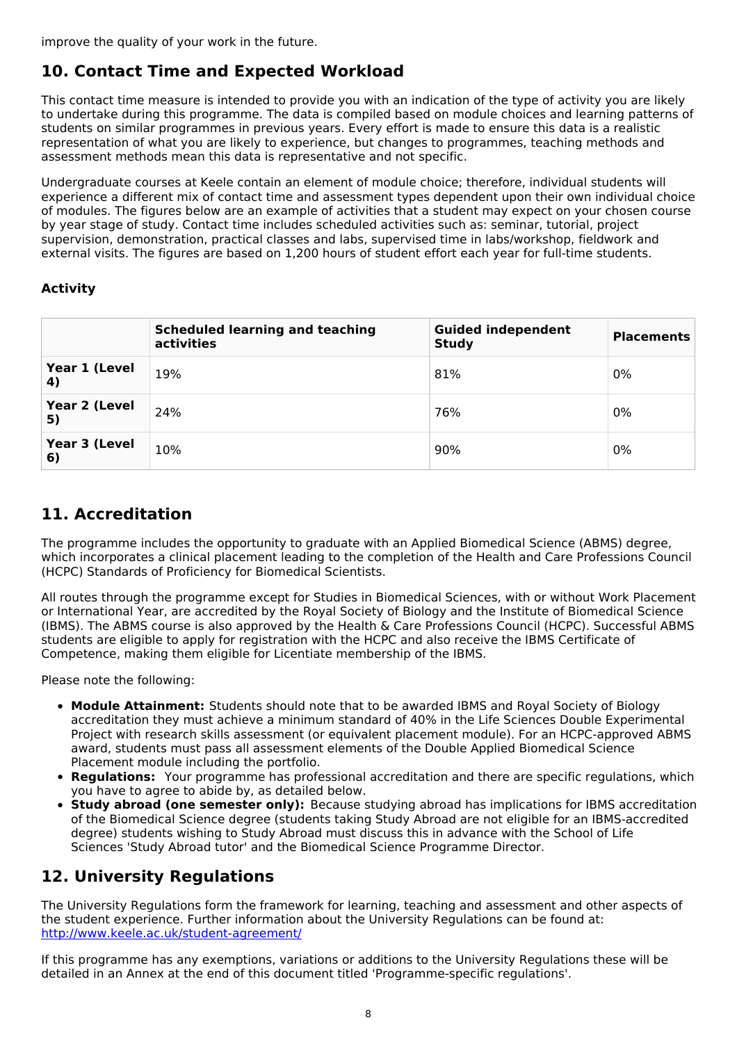improve the quality of your work in the future.

## 10. Contact Time and Expected Workload

This contact time measure is intended to provide you with an indication of the type of activity you are likely to undertake during this programme. The data is compiled based on module choices and learning patterns of students on similar programmes in previous years. Every effort is made to ensure this data is a realistic representation of what you are likely to experience, but changes to programmes, teaching methods and assessment methods mean this data is representative and not specific.

Undergraduate courses at Keele contain an element of module choice; therefore, individual students will experience a different mix of contact time and assessment types dependent upon their own individual choice of modules. The figures below are an example of activities that a student may expect on your chosen course by year stage of study. Contact time includes scheduled activities such as: seminar, tutorial, project supervision, demonstration, practical classes and labs, supervised time in labs/workshop, fieldwork and external visits. The figures are based on 1,200 hours of student effort each year for full-time students.

### Activity

| | Scheduled learning and teaching activities | Guided independent Study | Placements |
|---|---|---|---|
| **Year 1 (Level 4)** | 19% | 81% | 0% |
| **Year 2 (Level 5)** | 24% | 76% | 0% |
| **Year 3 (Level 6)** | 10% | 90% | 0% |

## 11. Accreditation

The programme includes the opportunity to graduate with an Applied Biomedical Science (ABMS) degree, which incorporates a clinical placement leading to the completion of the Health and Care Professions Council (HCPC) Standards of Proficiency for Biomedical Scientists.

All routes through the programme except for Studies in Biomedical Sciences, with or without Work Placement or International Year, are accredited by the Royal Society of Biology and the Institute of Biomedical Science (IBMS). The ABMS course is also approved by the Health & Care Professions Council (HCPC). Successful ABMS students are eligible to apply for registration with the HCPC and also receive the IBMS Certificate of Competence, making them eligible for Licentiate membership of the IBMS.

Please note the following:

- **Module Attainment:** Students should note that to be awarded IBMS and Royal Society of Biology accreditation they must achieve a minimum standard of 40% in the Life Sciences Double Experimental Project with research skills assessment (or equivalent placement module). For an HCPC-approved ABMS award, students must pass all assessment elements of the Double Applied Biomedical Science Placement module including the portfolio.
- **Regulations:** Your programme has professional accreditation and there are specific regulations, which you have to agree to abide by, as detailed below.
- **Study abroad (one semester only):** Because studying abroad has implications for IBMS accreditation of the Biomedical Science degree (students taking Study Abroad are not eligible for an IBMS-accredited degree) students wishing to Study Abroad must discuss this in advance with the School of Life Sciences 'Study Abroad tutor' and the Biomedical Science Programme Director.

## 12. University Regulations

The University Regulations form the framework for learning, teaching and assessment and other aspects of the student experience. Further information about the University Regulations can be found at: [http://www.keele.ac.uk/student-agreement/](http://www.keele.ac.uk/student-agreement/)

If this programme has any exemptions, variations or additions to the University Regulations these will be detailed in an Annex at the end of this document titled 'Programme-specific regulations'.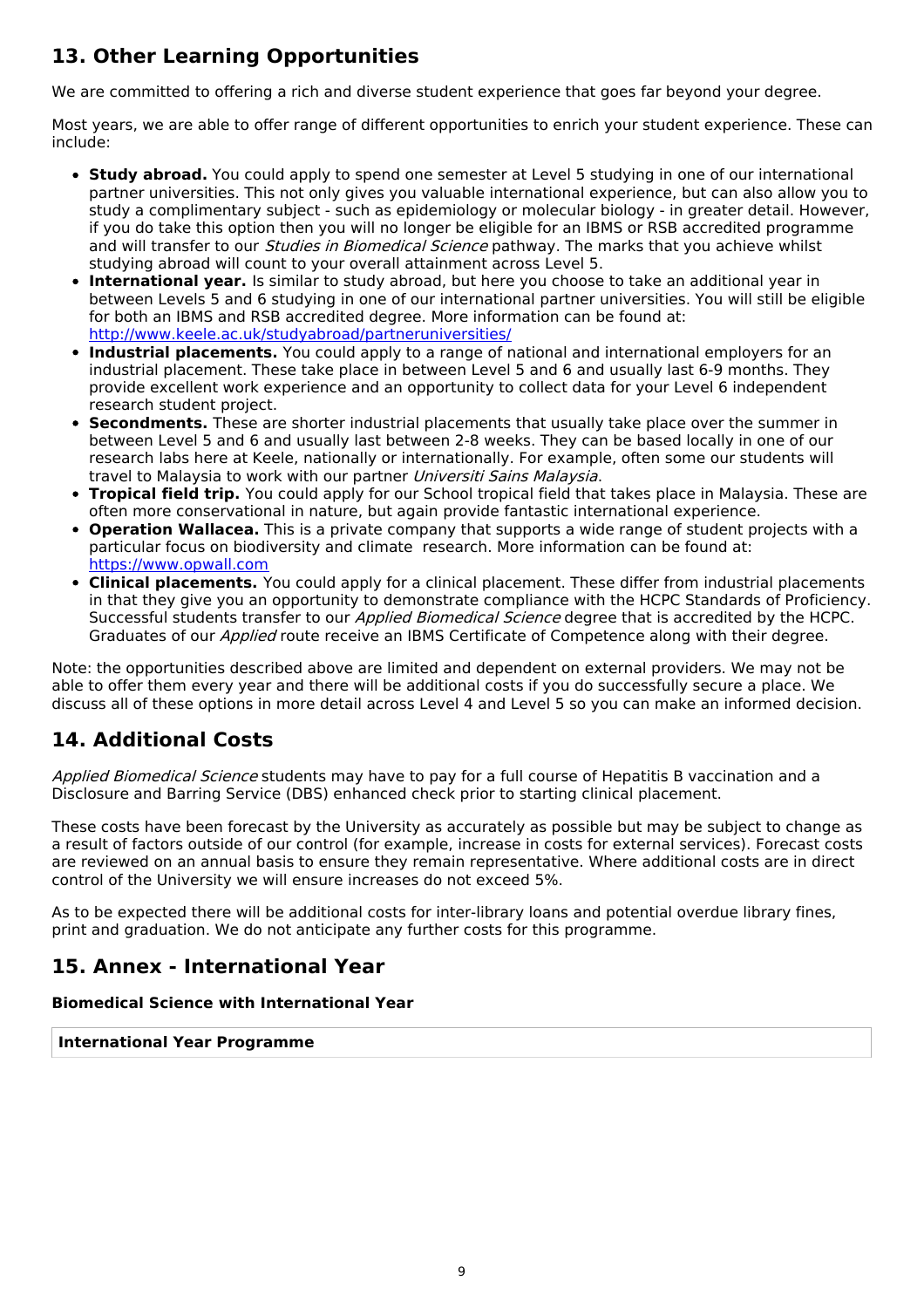## 13. Other Learning Opportunities

We are committed to offering a rich and diverse student experience that goes far beyond your degree.

Most years, we are able to offer range of different opportunities to enrich your student experience. These can include:

- **Study abroad.** You could apply to spend one semester at Level 5 studying in one of our international partner universities. This not only gives you valuable international experience, but can also allow you to study a complimentary subject - such as epidemiology or molecular biology - in greater detail. However, if you do take this option then you will no longer be eligible for an IBMS or RSB accredited programme and will transfer to our *Studies in Biomedical Science* pathway. The marks that you achieve whilst studying abroad will count to your overall attainment across Level 5.
- **International year.** Is similar to study abroad, but here you choose to take an additional year in between Levels 5 and 6 studying in one of our international partner universities. You will still be eligible for both an IBMS and RSB accredited degree. More information can be found at: [http://www.keele.ac.uk/studyabroad/partneruniversities/](http://www.keele.ac.uk/studyabroad/partneruniversities/)
- **Industrial placements.** You could apply to a range of national and international employers for an industrial placement. These take place in between Level 5 and 6 and usually last 6-9 months. They provide excellent work experience and an opportunity to collect data for your Level 6 independent research student project.
- **Secondments.** These are shorter industrial placements that usually take place over the summer in between Level 5 and 6 and usually last between 2-8 weeks. They can be based locally in one of our research labs here at Keele, nationally or internationally. For example, often some our students will travel to Malaysia to work with our partner *Universiti Sains Malaysia*.
- **Tropical field trip.** You could apply for our School tropical field that takes place in Malaysia. These are often more conservational in nature, but again provide fantastic international experience.
- **Operation Wallacea.** This is a private company that supports a wide range of student projects with a particular focus on biodiversity and climate research. More information can be found at: [https://www.opwall.com](https://www.opwall.com)
- **Clinical placements.** You could apply for a clinical placement. These differ from industrial placements in that they give you an opportunity to demonstrate compliance with the HCPC Standards of Proficiency. Successful students transfer to our *Applied Biomedical Science* degree that is accredited by the HCPC. Graduates of our *Applied* route receive an IBMS Certificate of Competence along with their degree.

Note: the opportunities described above are limited and dependent on external providers. We may not be able to offer them every year and there will be additional costs if you do successfully secure a place. We discuss all of these options in more detail across Level 4 and Level 5 so you can make an informed decision.

## 14. Additional Costs

*Applied Biomedical Science* students may have to pay for a full course of Hepatitis B vaccination and a Disclosure and Barring Service (DBS) enhanced check prior to starting clinical placement.

These costs have been forecast by the University as accurately as possible but may be subject to change as a result of factors outside of our control (for example, increase in costs for external services). Forecast costs are reviewed on an annual basis to ensure they remain representative. Where additional costs are in direct control of the University we will ensure increases do not exceed 5%.

As to be expected there will be additional costs for inter-library loans and potential overdue library fines, print and graduation. We do not anticipate any further costs for this programme.

## 15. Annex - International Year

### Biomedical Science with International Year

| International Year Programme |
| --- |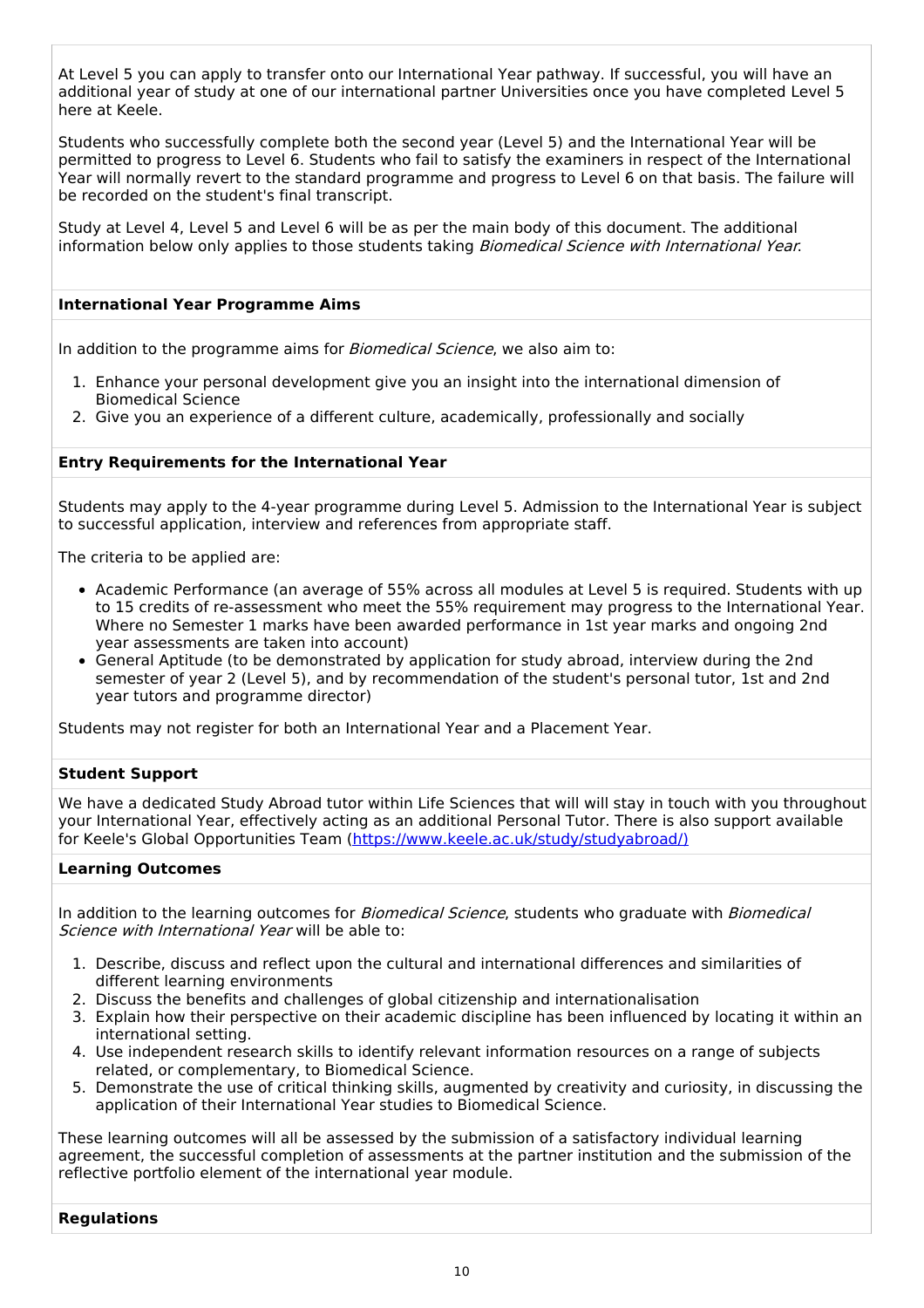At Level 5 you can apply to transfer onto our International Year pathway. If successful, you will have an additional year of study at one of our international partner Universities once you have completed Level 5 here at Keele.

Students who successfully complete both the second year (Level 5) and the International Year will be permitted to progress to Level 6. Students who fail to satisfy the examiners in respect of the International Year will normally revert to the standard programme and progress to Level 6 on that basis. The failure will be recorded on the student's final transcript.

Study at Level 4, Level 5 and Level 6 will be as per the main body of this document. The additional information below only applies to those students taking *Biomedical Science with International Year*.

**International Year Programme Aims**

In addition to the programme aims for *Biomedical Science*, we also aim to:

1. Enhance your personal development give you an insight into the international dimension of Biomedical Science
2. Give you an experience of a different culture, academically, professionally and socially

**Entry Requirements for the International Year**

Students may apply to the 4-year programme during Level 5. Admission to the International Year is subject to successful application, interview and references from appropriate staff.

The criteria to be applied are:

- Academic Performance (an average of 55% across all modules at Level 5 is required. Students with up to 15 credits of re-assessment who meet the 55% requirement may progress to the International Year. Where no Semester 1 marks have been awarded performance in 1st year marks and ongoing 2nd year assessments are taken into account)
- General Aptitude (to be demonstrated by application for study abroad, interview during the 2nd semester of year 2 (Level 5), and by recommendation of the student's personal tutor, 1st and 2nd year tutors and programme director)

Students may not register for both an International Year and a Placement Year.

**Student Support**

We have a dedicated Study Abroad tutor within Life Sciences that will will stay in touch with you throughout your International Year, effectively acting as an additional Personal Tutor. There is also support available for Keele's Global Opportunities Team (https://www.keele.ac.uk/study/studyabroad/)

**Learning Outcomes**

In addition to the learning outcomes for *Biomedical Science*, students who graduate with *Biomedical Science with International Year* will be able to:

1. Describe, discuss and reflect upon the cultural and international differences and similarities of different learning environments
2. Discuss the benefits and challenges of global citizenship and internationalisation
3. Explain how their perspective on their academic discipline has been influenced by locating it within an international setting.
4. Use independent research skills to identify relevant information resources on a range of subjects related, or complementary, to Biomedical Science.
5. Demonstrate the use of critical thinking skills, augmented by creativity and curiosity, in discussing the application of their International Year studies to Biomedical Science.

These learning outcomes will all be assessed by the submission of a satisfactory individual learning agreement, the successful completion of assessments at the partner institution and the submission of the reflective portfolio element of the international year module.

**Regulations**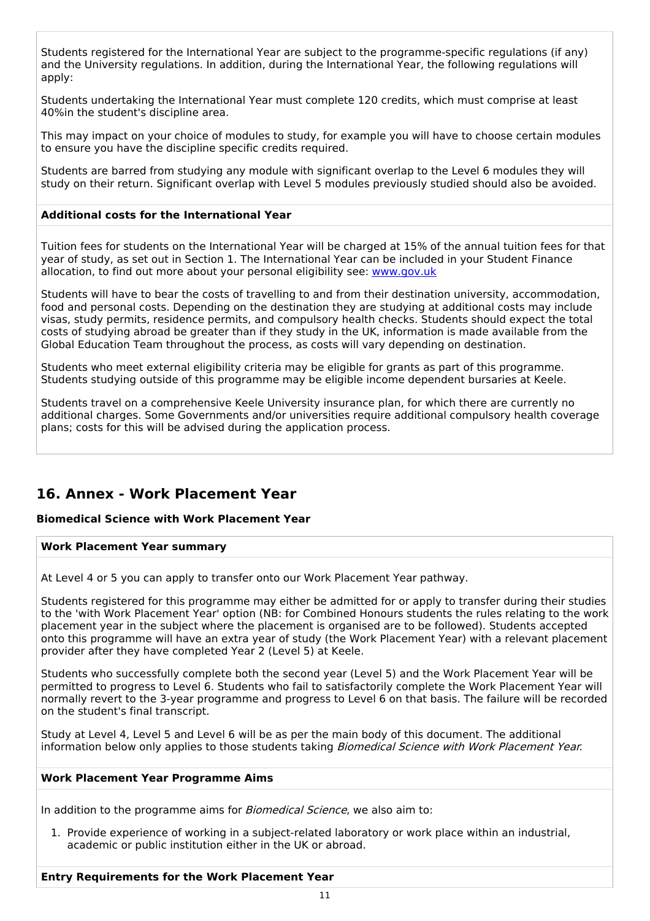Students registered for the International Year are subject to the programme-specific regulations (if any) and the University regulations. In addition, during the International Year, the following regulations will apply:

Students undertaking the International Year must complete 120 credits, which must comprise at least 40%in the student's discipline area.

This may impact on your choice of modules to study, for example you will have to choose certain modules to ensure you have the discipline specific credits required.

Students are barred from studying any module with significant overlap to the Level 6 modules they will study on their return. Significant overlap with Level 5 modules previously studied should also be avoided.

**Additional costs for the International Year**

Tuition fees for students on the International Year will be charged at 15% of the annual tuition fees for that year of study, as set out in Section 1. The International Year can be included in your Student Finance allocation, to find out more about your personal eligibility see: [www.gov.uk](www.gov.uk)

Students will have to bear the costs of travelling to and from their destination university, accommodation, food and personal costs. Depending on the destination they are studying at additional costs may include visas, study permits, residence permits, and compulsory health checks. Students should expect the total costs of studying abroad be greater than if they study in the UK, information is made available from the Global Education Team throughout the process, as costs will vary depending on destination.

Students who meet external eligibility criteria may be eligible for grants as part of this programme. Students studying outside of this programme may be eligible income dependent bursaries at Keele.

Students travel on a comprehensive Keele University insurance plan, for which there are currently no additional charges. Some Governments and/or universities require additional compulsory health coverage plans; costs for this will be advised during the application process.

## 16. Annex - Work Placement Year

**Biomedical Science with Work Placement Year**

**Work Placement Year summary**

At Level 4 or 5 you can apply to transfer onto our Work Placement Year pathway.

Students registered for this programme may either be admitted for or apply to transfer during their studies to the 'with Work Placement Year' option (NB: for Combined Honours students the rules relating to the work placement year in the subject where the placement is organised are to be followed). Students accepted onto this programme will have an extra year of study (the Work Placement Year) with a relevant placement provider after they have completed Year 2 (Level 5) at Keele.

Students who successfully complete both the second year (Level 5) and the Work Placement Year will be permitted to progress to Level 6. Students who fail to satisfactorily complete the Work Placement Year will normally revert to the 3-year programme and progress to Level 6 on that basis. The failure will be recorded on the student's final transcript.

Study at Level 4, Level 5 and Level 6 will be as per the main body of this document. The additional information below only applies to those students taking *Biomedical Science with Work Placement Year*.

**Work Placement Year Programme Aims**

In addition to the programme aims for *Biomedical Science*, we also aim to:

1. Provide experience of working in a subject-related laboratory or work place within an industrial, academic or public institution either in the UK or abroad.

**Entry Requirements for the Work Placement Year**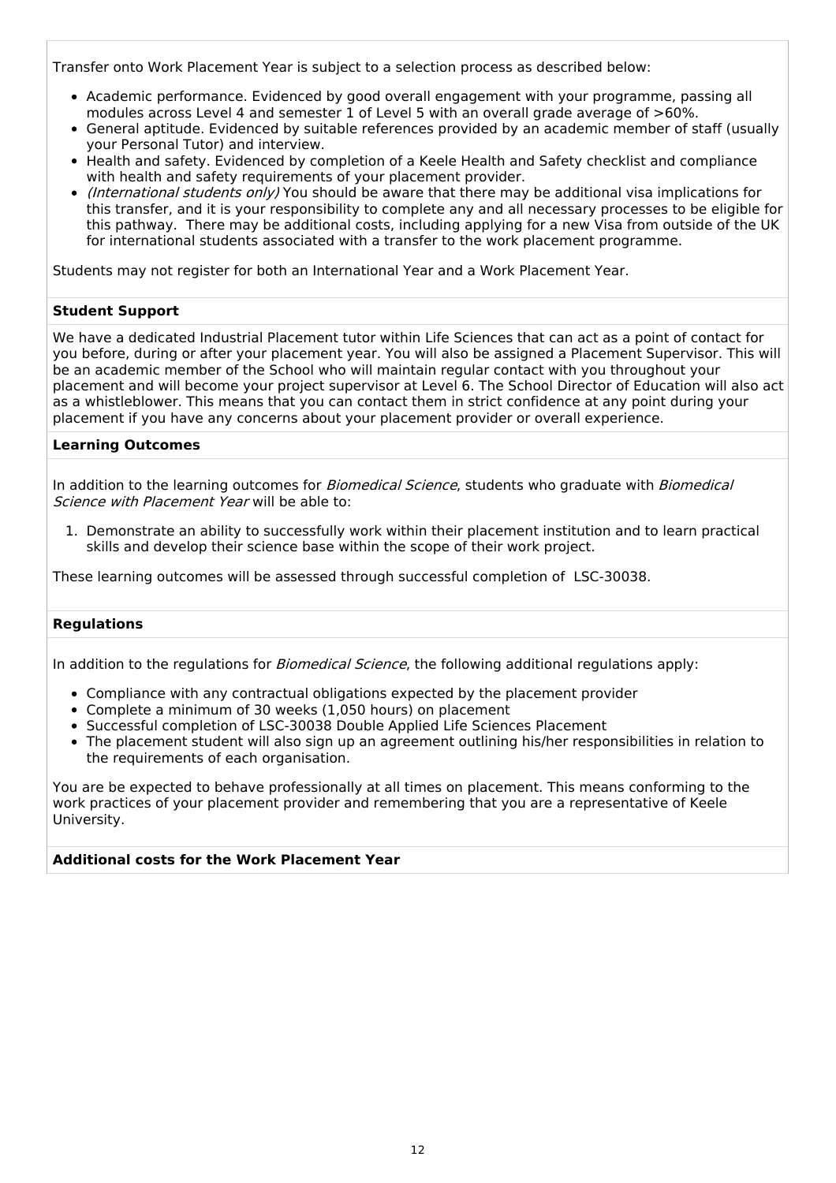Transfer onto Work Placement Year is subject to a selection process as described below:

- Academic performance. Evidenced by good overall engagement with your programme, passing all modules across Level 4 and semester 1 of Level 5 with an overall grade average of >60%.
- General aptitude. Evidenced by suitable references provided by an academic member of staff (usually your Personal Tutor) and interview.
- Health and safety. Evidenced by completion of a Keele Health and Safety checklist and compliance with health and safety requirements of your placement provider.
- *(International students only)* You should be aware that there may be additional visa implications for this transfer, and it is your responsibility to complete any and all necessary processes to be eligible for this pathway. There may be additional costs, including applying for a new Visa from outside of the UK for international students associated with a transfer to the work placement programme.

Students may not register for both an International Year and a Work Placement Year.

**Student Support**

We have a dedicated Industrial Placement tutor within Life Sciences that can act as a point of contact for you before, during or after your placement year. You will also be assigned a Placement Supervisor. This will be an academic member of the School who will maintain regular contact with you throughout your placement and will become your project supervisor at Level 6. The School Director of Education will also act as a whistleblower. This means that you can contact them in strict confidence at any point during your placement if you have any concerns about your placement provider or overall experience.

**Learning Outcomes**

In addition to the learning outcomes for *Biomedical Science*, students who graduate with *Biomedical Science with Placement Year* will be able to:

1. Demonstrate an ability to successfully work within their placement institution and to learn practical skills and develop their science base within the scope of their work project.

These learning outcomes will be assessed through successful completion of LSC-30038.

**Regulations**

In addition to the regulations for *Biomedical Science*, the following additional regulations apply:

- Compliance with any contractual obligations expected by the placement provider
- Complete a minimum of 30 weeks (1,050 hours) on placement
- Successful completion of LSC-30038 Double Applied Life Sciences Placement
- The placement student will also sign up an agreement outlining his/her responsibilities in relation to the requirements of each organisation.

You are be expected to behave professionally at all times on placement. This means conforming to the work practices of your placement provider and remembering that you are a representative of Keele University.

**Additional costs for the Work Placement Year**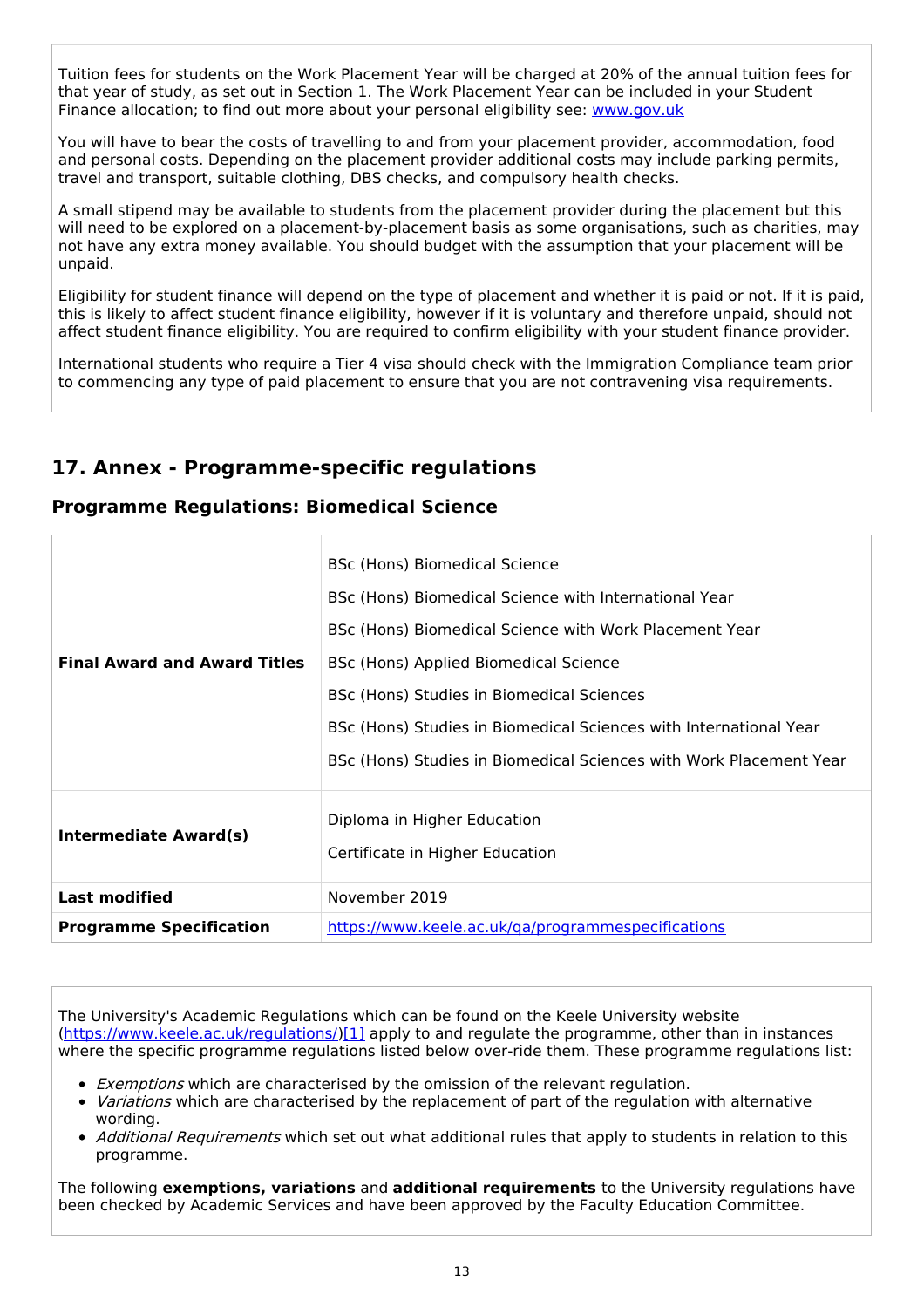Tuition fees for students on the Work Placement Year will be charged at 20% of the annual tuition fees for that year of study, as set out in Section 1. The Work Placement Year can be included in your Student Finance allocation; to find out more about your personal eligibility see: [www.gov.uk](www.gov.uk)

You will have to bear the costs of travelling to and from your placement provider, accommodation, food and personal costs. Depending on the placement provider additional costs may include parking permits, travel and transport, suitable clothing, DBS checks, and compulsory health checks.

A small stipend may be available to students from the placement provider during the placement but this will need to be explored on a placement-by-placement basis as some organisations, such as charities, may not have any extra money available. You should budget with the assumption that your placement will be unpaid.

Eligibility for student finance will depend on the type of placement and whether it is paid or not. If it is paid, this is likely to affect student finance eligibility, however if it is voluntary and therefore unpaid, should not affect student finance eligibility. You are required to confirm eligibility with your student finance provider.

International students who require a Tier 4 visa should check with the Immigration Compliance team prior to commencing any type of paid placement to ensure that you are not contravening visa requirements.

## 17. Annex - Programme-specific regulations

### Programme Regulations: Biomedical Science

| | |
|---|---|
| **Final Award and Award Titles** | BSc (Hons) Biomedical Science<br>BSc (Hons) Biomedical Science with International Year<br>BSc (Hons) Biomedical Science with Work Placement Year<br>BSc (Hons) Applied Biomedical Science<br>BSc (Hons) Studies in Biomedical Sciences<br>BSc (Hons) Studies in Biomedical Sciences with International Year<br>BSc (Hons) Studies in Biomedical Sciences with Work Placement Year |
| **Intermediate Award(s)** | Diploma in Higher Education<br>Certificate in Higher Education |
| **Last modified** | November 2019 |
| **Programme Specification** | https://www.keele.ac.uk/qa/programmespecifications |

The University's Academic Regulations which can be found on the Keele University website (https://www.keele.ac.uk/regulations/)[1] apply to and regulate the programme, other than in instances where the specific programme regulations listed below over-ride them. These programme regulations list:

- *Exemptions* which are characterised by the omission of the relevant regulation.
- *Variations* which are characterised by the replacement of part of the regulation with alternative wording.
- *Additional Requirements* which set out what additional rules that apply to students in relation to this programme.

The following **exemptions, variations** and **additional requirements** to the University regulations have been checked by Academic Services and have been approved by the Faculty Education Committee.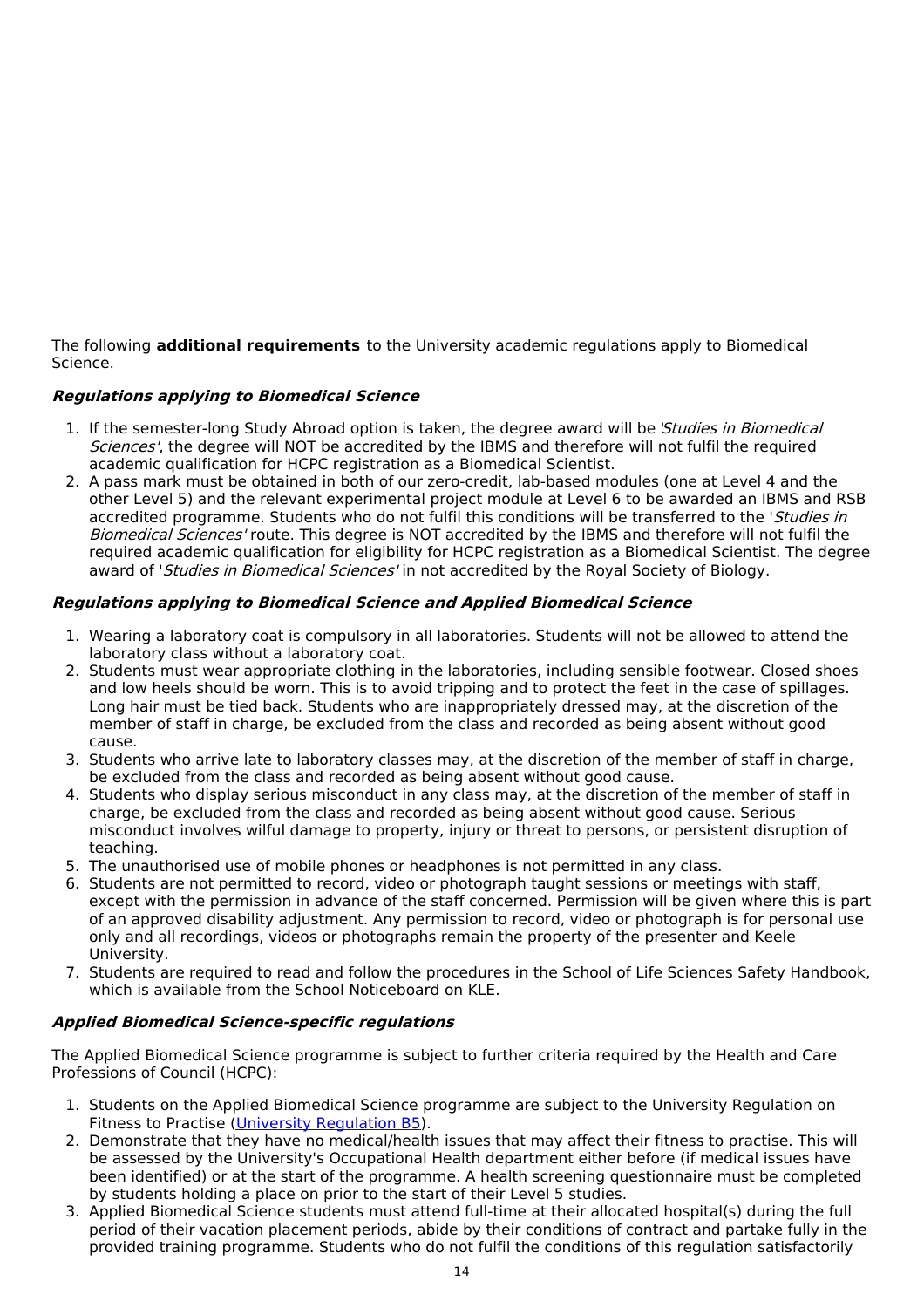The following **additional requirements** to the University academic regulations apply to Biomedical Science.

#### ***Regulations applying to Biomedical Science***

1. If the semester-long Study Abroad option is taken, the degree award will be '*Studies in Biomedical Sciences*', the degree will NOT be accredited by the IBMS and therefore will not fulfil the required academic qualification for HCPC registration as a Biomedical Scientist.
2. A pass mark must be obtained in both of our zero-credit, lab-based modules (one at Level 4 and the other Level 5) and the relevant experimental project module at Level 6 to be awarded an IBMS and RSB accredited programme. Students who do not fulfil this conditions will be transferred to the '*Studies in Biomedical Sciences*' route. This degree is NOT accredited by the IBMS and therefore will not fulfil the required academic qualification for eligibility for HCPC registration as a Biomedical Scientist. The degree award of '*Studies in Biomedical Sciences*' in not accredited by the Royal Society of Biology.

#### ***Regulations applying to Biomedical Science and Applied Biomedical Science***

1. Wearing a laboratory coat is compulsory in all laboratories. Students will not be allowed to attend the laboratory class without a laboratory coat.
2. Students must wear appropriate clothing in the laboratories, including sensible footwear. Closed shoes and low heels should be worn. This is to avoid tripping and to protect the feet in the case of spillages. Long hair must be tied back. Students who are inappropriately dressed may, at the discretion of the member of staff in charge, be excluded from the class and recorded as being absent without good cause.
3. Students who arrive late to laboratory classes may, at the discretion of the member of staff in charge, be excluded from the class and recorded as being absent without good cause.
4. Students who display serious misconduct in any class may, at the discretion of the member of staff in charge, be excluded from the class and recorded as being absent without good cause. Serious misconduct involves wilful damage to property, injury or threat to persons, or persistent disruption of teaching.
5. The unauthorised use of mobile phones or headphones is not permitted in any class.
6. Students are not permitted to record, video or photograph taught sessions or meetings with staff, except with the permission in advance of the staff concerned. Permission will be given where this is part of an approved disability adjustment. Any permission to record, video or photograph is for personal use only and all recordings, videos or photographs remain the property of the presenter and Keele University.
7. Students are required to read and follow the procedures in the School of Life Sciences Safety Handbook, which is available from the School Noticeboard on KLE.

#### ***Applied Biomedical Science-specific regulations***

The Applied Biomedical Science programme is subject to further criteria required by the Health and Care Professions of Council (HCPC):

1. Students on the Applied Biomedical Science programme are subject to the University Regulation on Fitness to Practise (University Regulation B5).
2. Demonstrate that they have no medical/health issues that may affect their fitness to practise. This will be assessed by the University's Occupational Health department either before (if medical issues have been identified) or at the start of the programme. A health screening questionnaire must be completed by students holding a place on prior to the start of their Level 5 studies.
3. Applied Biomedical Science students must attend full-time at their allocated hospital(s) during the full period of their vacation placement periods, abide by their conditions of contract and partake fully in the provided training programme. Students who do not fulfil the conditions of this regulation satisfactorily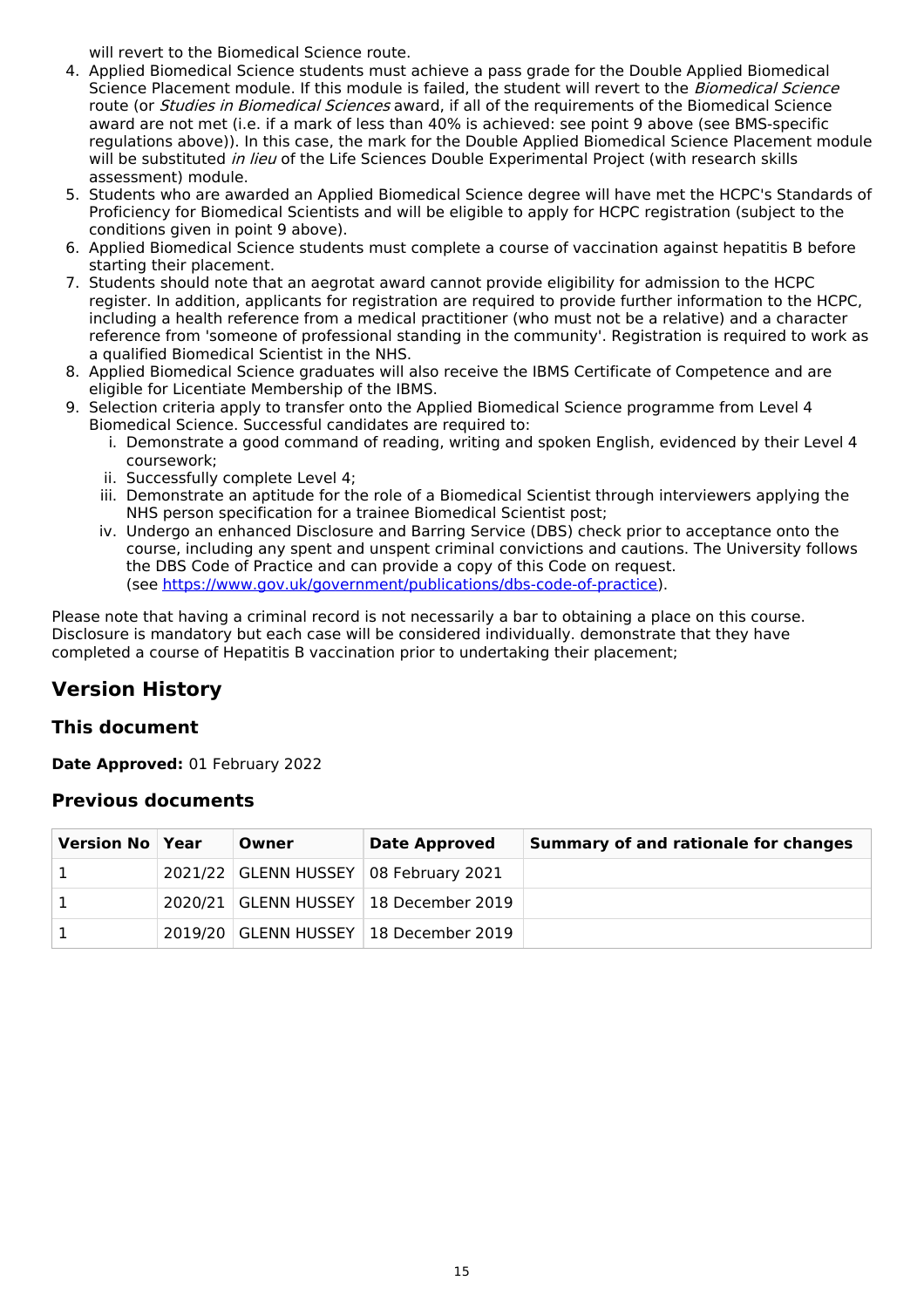will revert to the Biomedical Science route.

4. Applied Biomedical Science students must achieve a pass grade for the Double Applied Biomedical Science Placement module. If this module is failed, the student will revert to the *Biomedical Science* route (or *Studies in Biomedical Sciences* award, if all of the requirements of the Biomedical Science award are not met (i.e. if a mark of less than 40% is achieved: see point 9 above (see BMS-specific regulations above)). In this case, the mark for the Double Applied Biomedical Science Placement module will be substituted *in lieu* of the Life Sciences Double Experimental Project (with research skills assessment) module.
5. Students who are awarded an Applied Biomedical Science degree will have met the HCPC's Standards of Proficiency for Biomedical Scientists and will be eligible to apply for HCPC registration (subject to the conditions given in point 9 above).
6. Applied Biomedical Science students must complete a course of vaccination against hepatitis B before starting their placement.
7. Students should note that an aegrotat award cannot provide eligibility for admission to the HCPC register. In addition, applicants for registration are required to provide further information to the HCPC, including a health reference from a medical practitioner (who must not be a relative) and a character reference from 'someone of professional standing in the community'. Registration is required to work as a qualified Biomedical Scientist in the NHS.
8. Applied Biomedical Science graduates will also receive the IBMS Certificate of Competence and are eligible for Licentiate Membership of the IBMS.
9. Selection criteria apply to transfer onto the Applied Biomedical Science programme from Level 4 Biomedical Science. Successful candidates are required to:
   i. Demonstrate a good command of reading, writing and spoken English, evidenced by their Level 4 coursework;
   ii. Successfully complete Level 4;
   iii. Demonstrate an aptitude for the role of a Biomedical Scientist through interviewers applying the NHS person specification for a trainee Biomedical Scientist post;
   iv. Undergo an enhanced Disclosure and Barring Service (DBS) check prior to acceptance onto the course, including any spent and unspent criminal convictions and cautions. The University follows the DBS Code of Practice and can provide a copy of this Code on request. (see https://www.gov.uk/government/publications/dbs-code-of-practice).

Please note that having a criminal record is not necessarily a bar to obtaining a place on this course. Disclosure is mandatory but each case will be considered individually. demonstrate that they have completed a course of Hepatitis B vaccination prior to undertaking their placement;

## Version History

### This document

**Date Approved:** 01 February 2022

### Previous documents

| Version No | Year | Owner | Date Approved | Summary of and rationale for changes |
|---|---|---|---|---|
| 1 | 2021/22 | GLENN HUSSEY | 08 February 2021 | |
| 1 | 2020/21 | GLENN HUSSEY | 18 December 2019 | |
| 1 | 2019/20 | GLENN HUSSEY | 18 December 2019 | |